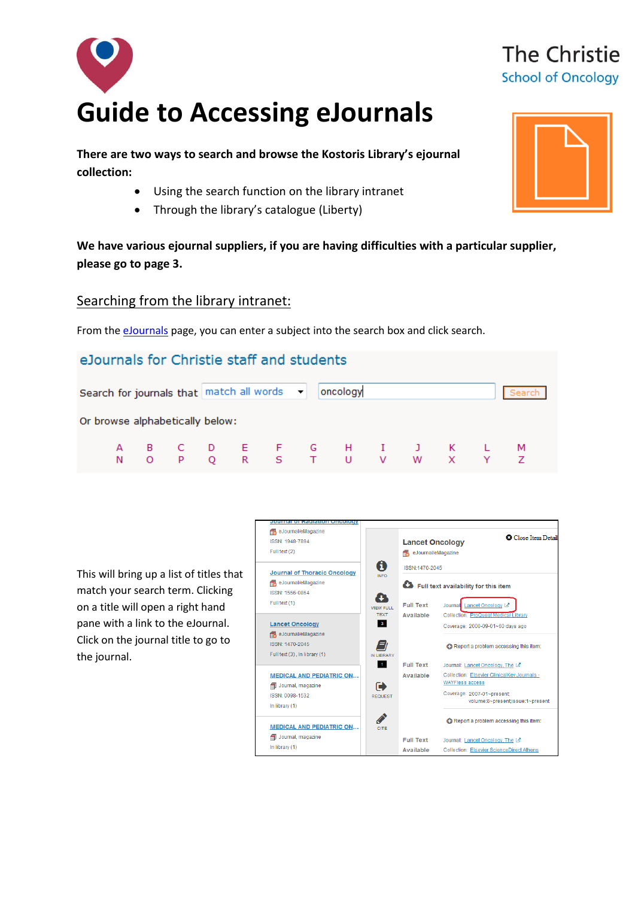The Christie
School of Oncology

# Guide to Accessing eJournals

**There are two ways to search and browse the Kostoris Library's ejournal collection:**

- Using the search function on the library intranet
- Through the library's catalogue (Liberty)

**We have various ejournal suppliers, if you are having difficulties with a particular supplier, please go to page 3.**

## Searching from the library intranet:

From the eJournals page, you can enter a subject into the search box and click search.

eJournals for Christie staff and students

Search for journals that match all words | oncology | Search

Or browse alphabetically below:

A B C D E F G H I J K L M
N O P Q R S T U V W X Y Z

This will bring up a list of titles that match your search term. Clicking on a title will open a right hand pane with a link to the eJournal. Click on the journal title to go to the journal.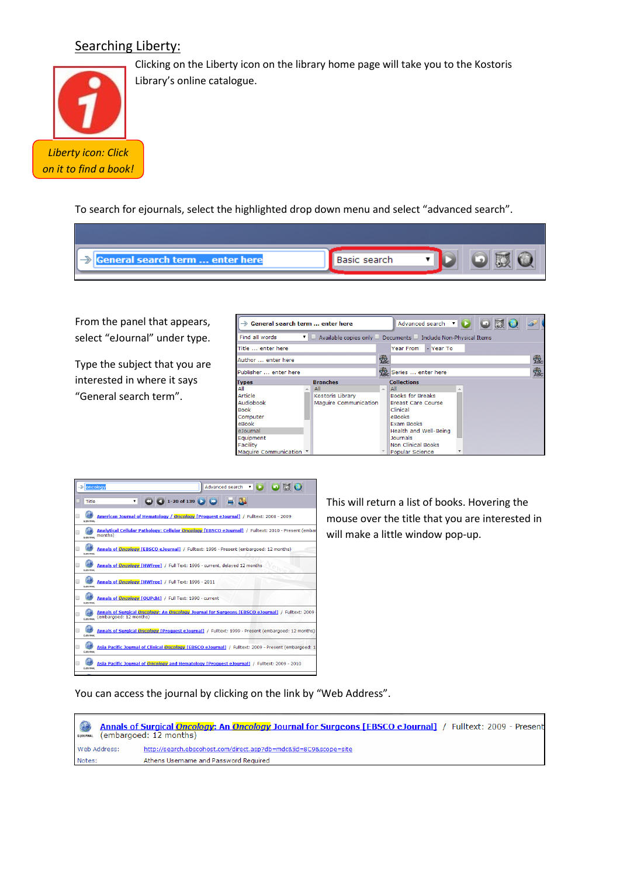## Searching Liberty:

Clicking on the Liberty icon on the library home page will take you to the Kostoris Library's online catalogue.

*Liberty icon: Click on it to find a book!*

To search for ejournals, select the highlighted drop down menu and select "advanced search".

From the panel that appears, select "eJournal" under type.

Type the subject that you are interested in where it says "General search term".

This will return a list of books. Hovering the mouse over the title that you are interested in will make a little window pop-up.

You can access the journal by clicking on the link by "Web Address".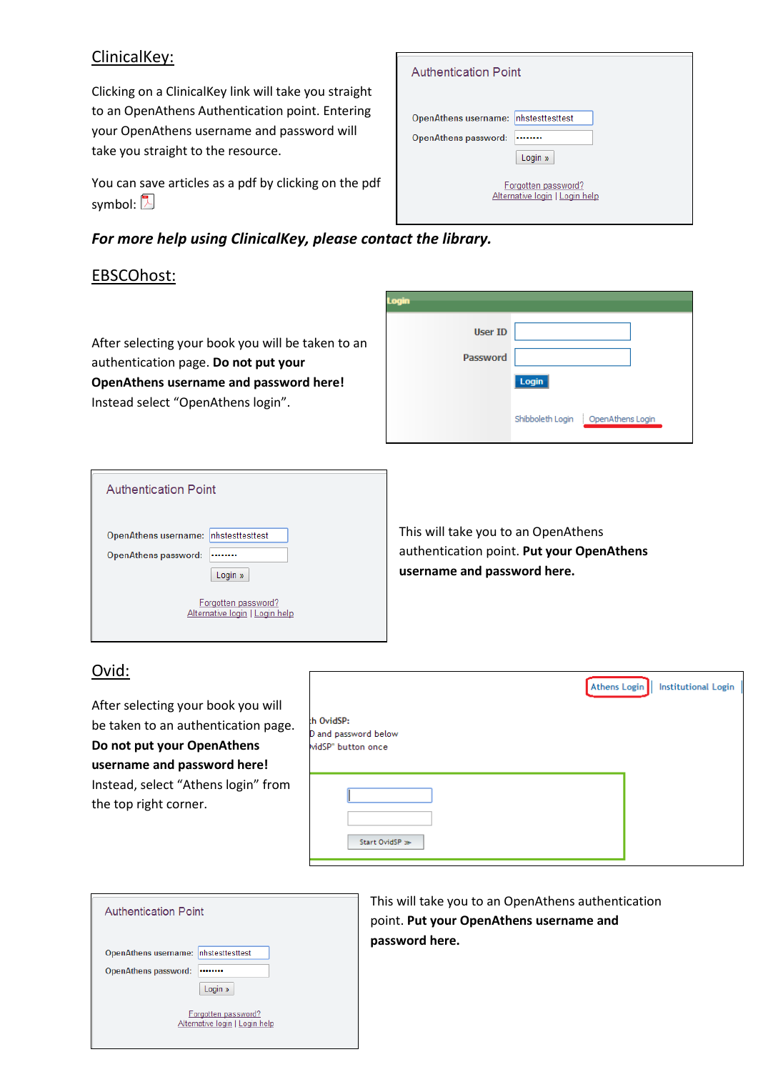## ClinicalKey:

Clicking on a ClinicalKey link will take you straight to an OpenAthens Authentication point. Entering your OpenAthens username and password will take you straight to the resource.

You can save articles as a pdf by clicking on the pdf symbol:

***For more help using ClinicalKey, please contact the library.***

## EBSCOhost:

After selecting your book you will be taken to an authentication page. **Do not put your OpenAthens username and password here!** Instead select "OpenAthens login".

This will take you to an OpenAthens authentication point. **Put your OpenAthens username and password here.**

## Ovid:

After selecting your book you will be taken to an authentication page. **Do not put your OpenAthens username and password here!** Instead, select "Athens login" from the top right corner.

This will take you to an OpenAthens authentication point. **Put your OpenAthens username and password here.**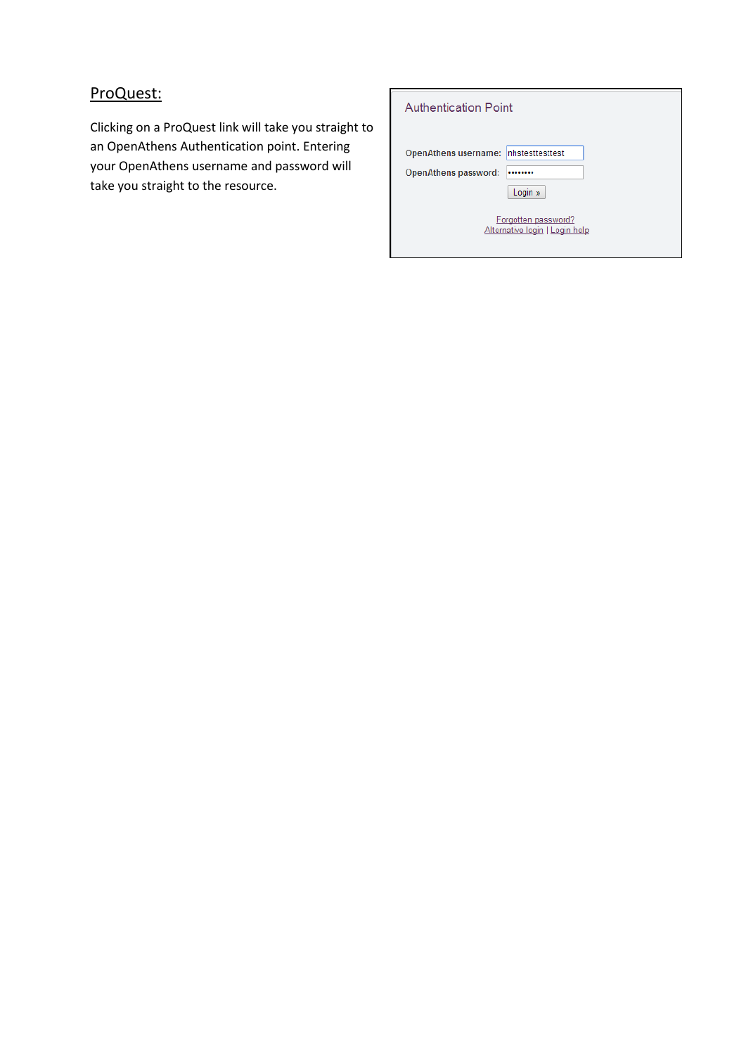## ProQuest:

Clicking on a ProQuest link will take you straight to an OpenAthens Authentication point. Entering your OpenAthens username and password will take you straight to the resource.

Authentication Point

OpenAthens username: nhstesttesttest

OpenAthens password: ••••••••

Login »

Forgotten password?

Alternative login | Login help